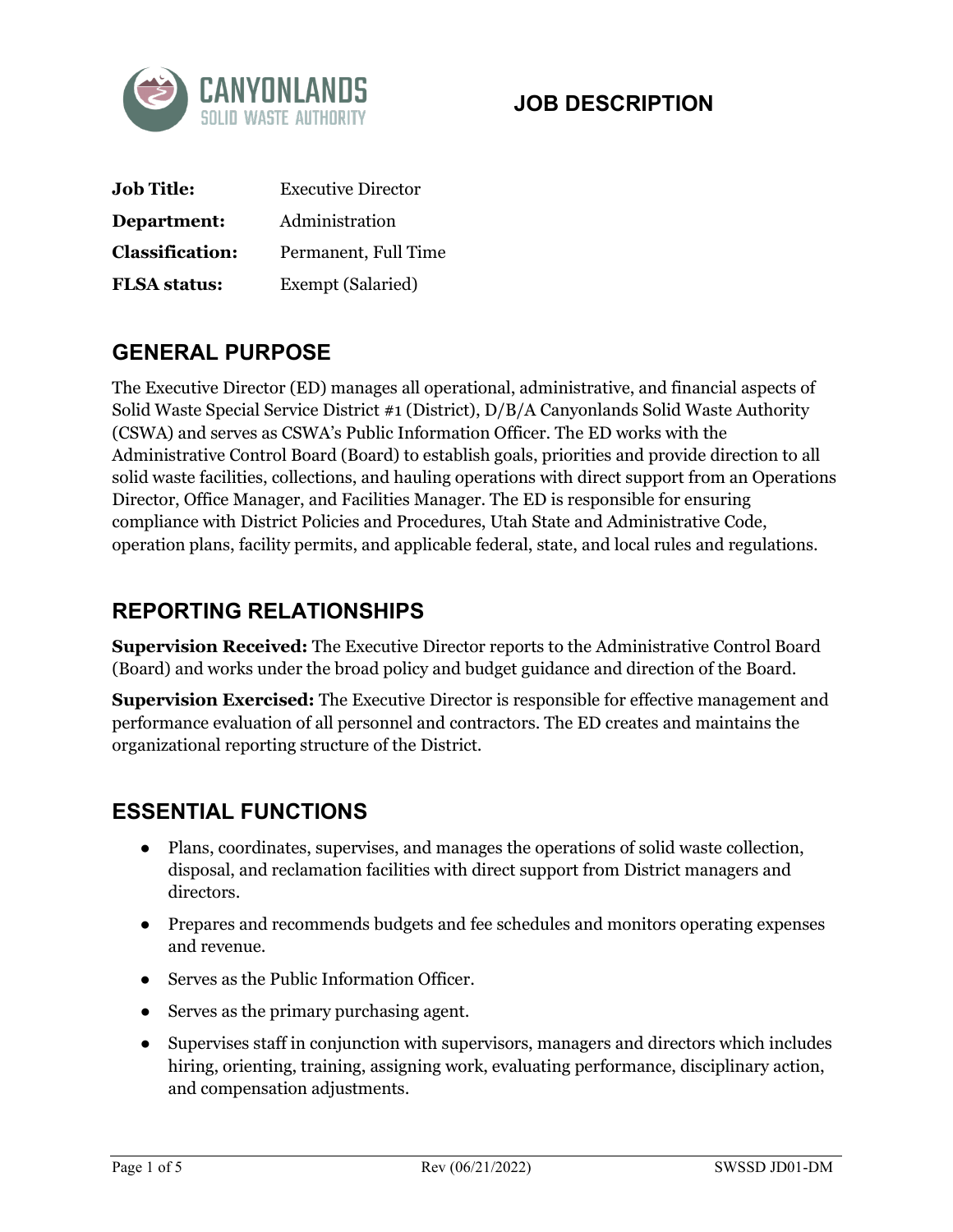CANYONLANDS
SOLID WASTE AUTHORITY

# JOB DESCRIPTION

| | |
|---|---|
| **Job Title:** | Executive Director |
| **Department:** | Administration |
| **Classification:** | Permanent, Full Time |
| **FLSA status:** | Exempt (Salaried) |

## GENERAL PURPOSE

The Executive Director (ED) manages all operational, administrative, and financial aspects of Solid Waste Special Service District #1 (District), D/B/A Canyonlands Solid Waste Authority (CSWA) and serves as CSWA's Public Information Officer. The ED works with the Administrative Control Board (Board) to establish goals, priorities and provide direction to all solid waste facilities, collections, and hauling operations with direct support from an Operations Director, Office Manager, and Facilities Manager. The ED is responsible for ensuring compliance with District Policies and Procedures, Utah State and Administrative Code, operation plans, facility permits, and applicable federal, state, and local rules and regulations.

## REPORTING RELATIONSHIPS

**Supervision Received:** The Executive Director reports to the Administrative Control Board (Board) and works under the broad policy and budget guidance and direction of the Board.

**Supervision Exercised:** The Executive Director is responsible for effective management and performance evaluation of all personnel and contractors. The ED creates and maintains the organizational reporting structure of the District.

## ESSENTIAL FUNCTIONS

- Plans, coordinates, supervises, and manages the operations of solid waste collection, disposal, and reclamation facilities with direct support from District managers and directors.
- Prepares and recommends budgets and fee schedules and monitors operating expenses and revenue.
- Serves as the Public Information Officer.
- Serves as the primary purchasing agent.
- Supervises staff in conjunction with supervisors, managers and directors which includes hiring, orienting, training, assigning work, evaluating performance, disciplinary action, and compensation adjustments.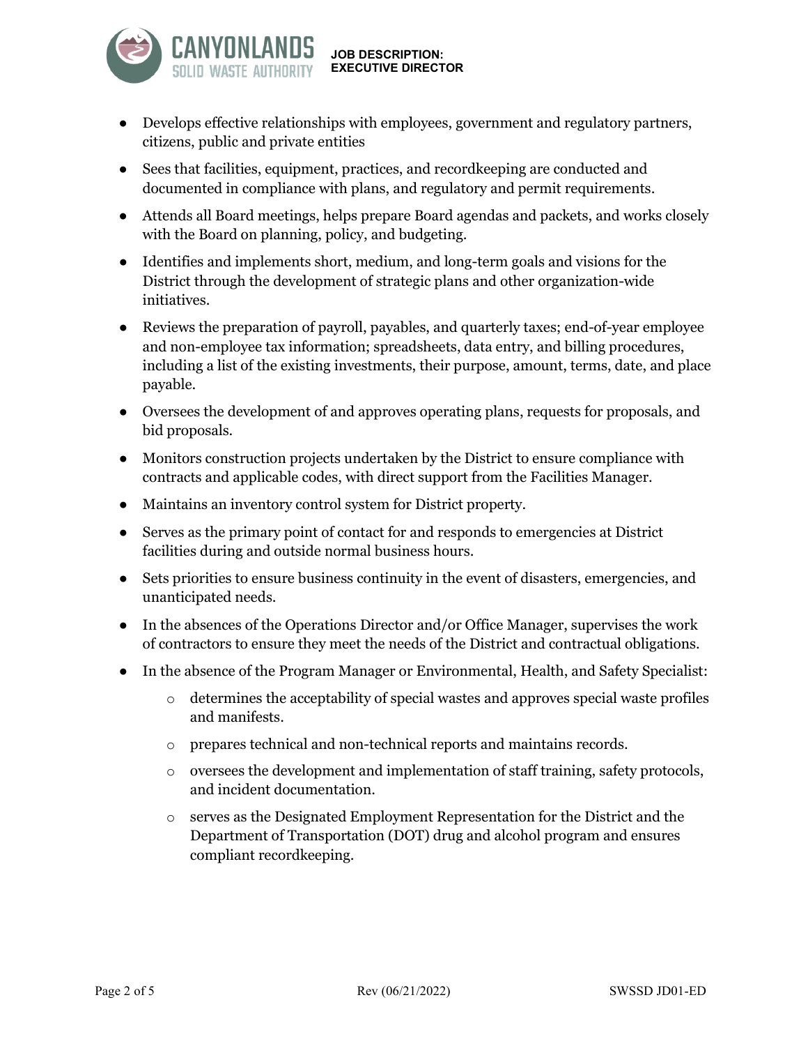- Develops effective relationships with employees, government and regulatory partners, citizens, public and private entities
- Sees that facilities, equipment, practices, and recordkeeping are conducted and documented in compliance with plans, and regulatory and permit requirements.
- Attends all Board meetings, helps prepare Board agendas and packets, and works closely with the Board on planning, policy, and budgeting.
- Identifies and implements short, medium, and long-term goals and visions for the District through the development of strategic plans and other organization-wide initiatives.
- Reviews the preparation of payroll, payables, and quarterly taxes; end-of-year employee and non-employee tax information; spreadsheets, data entry, and billing procedures, including a list of the existing investments, their purpose, amount, terms, date, and place payable.
- Oversees the development of and approves operating plans, requests for proposals, and bid proposals.
- Monitors construction projects undertaken by the District to ensure compliance with contracts and applicable codes, with direct support from the Facilities Manager.
- Maintains an inventory control system for District property.
- Serves as the primary point of contact for and responds to emergencies at District facilities during and outside normal business hours.
- Sets priorities to ensure business continuity in the event of disasters, emergencies, and unanticipated needs.
- In the absences of the Operations Director and/or Office Manager, supervises the work of contractors to ensure they meet the needs of the District and contractual obligations.
- In the absence of the Program Manager or Environmental, Health, and Safety Specialist:
    - determines the acceptability of special wastes and approves special waste profiles and manifests.
    - prepares technical and non-technical reports and maintains records.
    - oversees the development and implementation of staff training, safety protocols, and incident documentation.
    - serves as the Designated Employment Representation for the District and the Department of Transportation (DOT) drug and alcohol program and ensures compliant recordkeeping.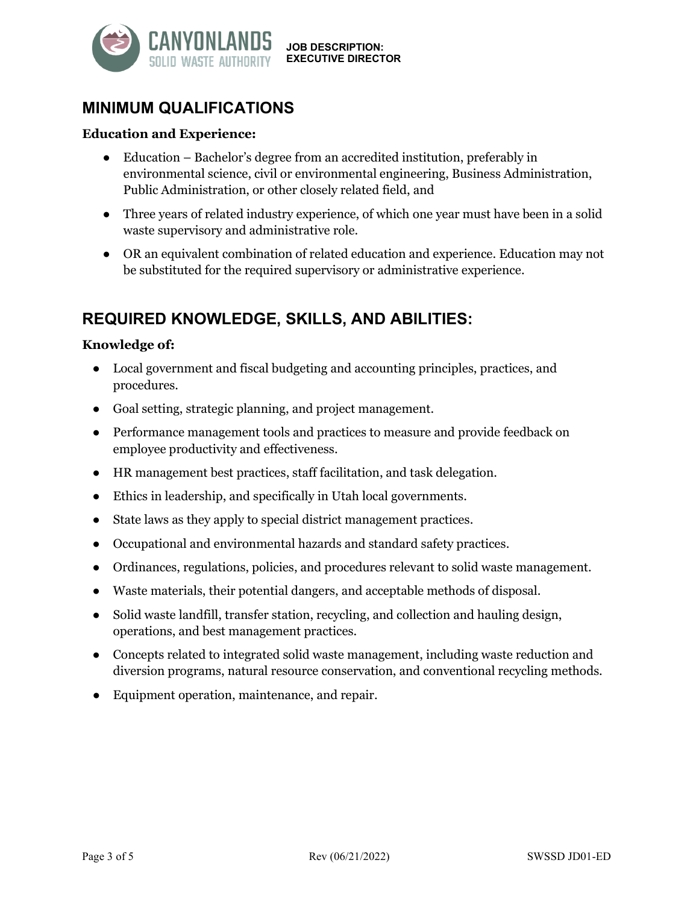## MINIMUM QUALIFICATIONS

**Education and Experience:**

- Education – Bachelor's degree from an accredited institution, preferably in environmental science, civil or environmental engineering, Business Administration, Public Administration, or other closely related field, and
- Three years of related industry experience, of which one year must have been in a solid waste supervisory and administrative role.
- OR an equivalent combination of related education and experience. Education may not be substituted for the required supervisory or administrative experience.

## REQUIRED KNOWLEDGE, SKILLS, AND ABILITIES:

**Knowledge of:**

- Local government and fiscal budgeting and accounting principles, practices, and procedures.
- Goal setting, strategic planning, and project management.
- Performance management tools and practices to measure and provide feedback on employee productivity and effectiveness.
- HR management best practices, staff facilitation, and task delegation.
- Ethics in leadership, and specifically in Utah local governments.
- State laws as they apply to special district management practices.
- Occupational and environmental hazards and standard safety practices.
- Ordinances, regulations, policies, and procedures relevant to solid waste management.
- Waste materials, their potential dangers, and acceptable methods of disposal.
- Solid waste landfill, transfer station, recycling, and collection and hauling design, operations, and best management practices.
- Concepts related to integrated solid waste management, including waste reduction and diversion programs, natural resource conservation, and conventional recycling methods.
- Equipment operation, maintenance, and repair.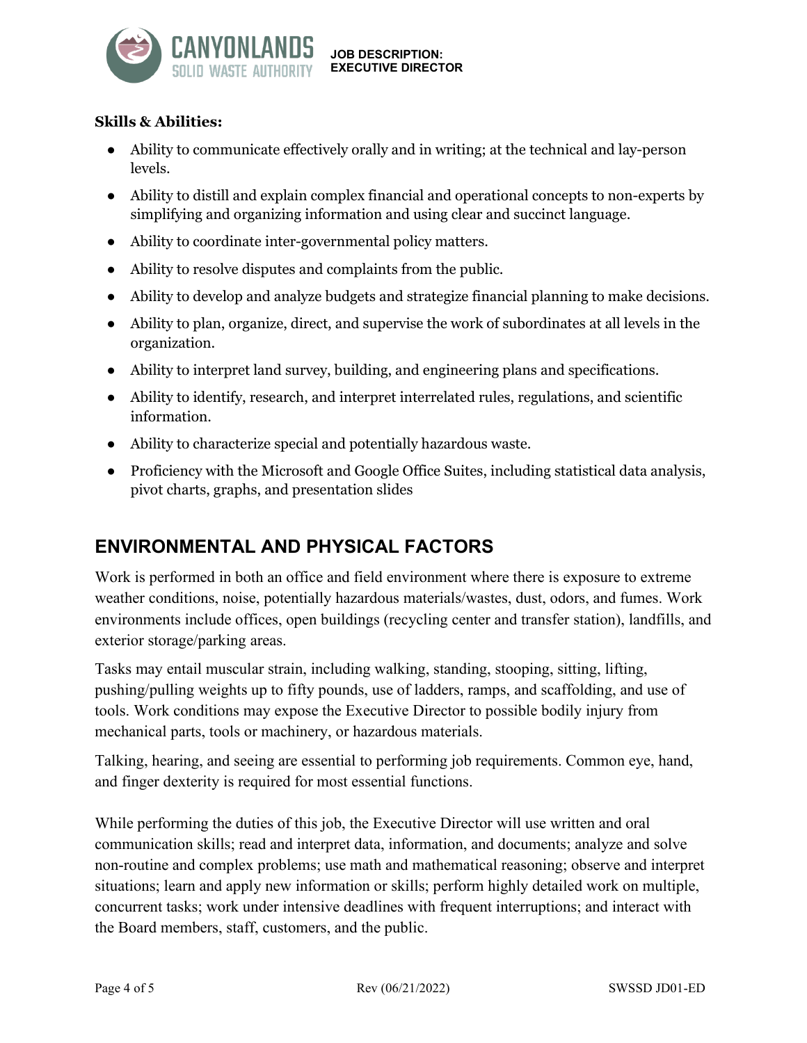**Skills & Abilities:**

- Ability to communicate effectively orally and in writing; at the technical and lay-person levels.
- Ability to distill and explain complex financial and operational concepts to non-experts by simplifying and organizing information and using clear and succinct language.
- Ability to coordinate inter-governmental policy matters.
- Ability to resolve disputes and complaints from the public.
- Ability to develop and analyze budgets and strategize financial planning to make decisions.
- Ability to plan, organize, direct, and supervise the work of subordinates at all levels in the organization.
- Ability to interpret land survey, building, and engineering plans and specifications.
- Ability to identify, research, and interpret interrelated rules, regulations, and scientific information.
- Ability to characterize special and potentially hazardous waste.
- Proficiency with the Microsoft and Google Office Suites, including statistical data analysis, pivot charts, graphs, and presentation slides

## ENVIRONMENTAL AND PHYSICAL FACTORS

Work is performed in both an office and field environment where there is exposure to extreme weather conditions, noise, potentially hazardous materials/wastes, dust, odors, and fumes. Work environments include offices, open buildings (recycling center and transfer station), landfills, and exterior storage/parking areas.

Tasks may entail muscular strain, including walking, standing, stooping, sitting, lifting, pushing/pulling weights up to fifty pounds, use of ladders, ramps, and scaffolding, and use of tools. Work conditions may expose the Executive Director to possible bodily injury from mechanical parts, tools or machinery, or hazardous materials.

Talking, hearing, and seeing are essential to performing job requirements. Common eye, hand, and finger dexterity is required for most essential functions.

While performing the duties of this job, the Executive Director will use written and oral communication skills; read and interpret data, information, and documents; analyze and solve non-routine and complex problems; use math and mathematical reasoning; observe and interpret situations; learn and apply new information or skills; perform highly detailed work on multiple, concurrent tasks; work under intensive deadlines with frequent interruptions; and interact with the Board members, staff, customers, and the public.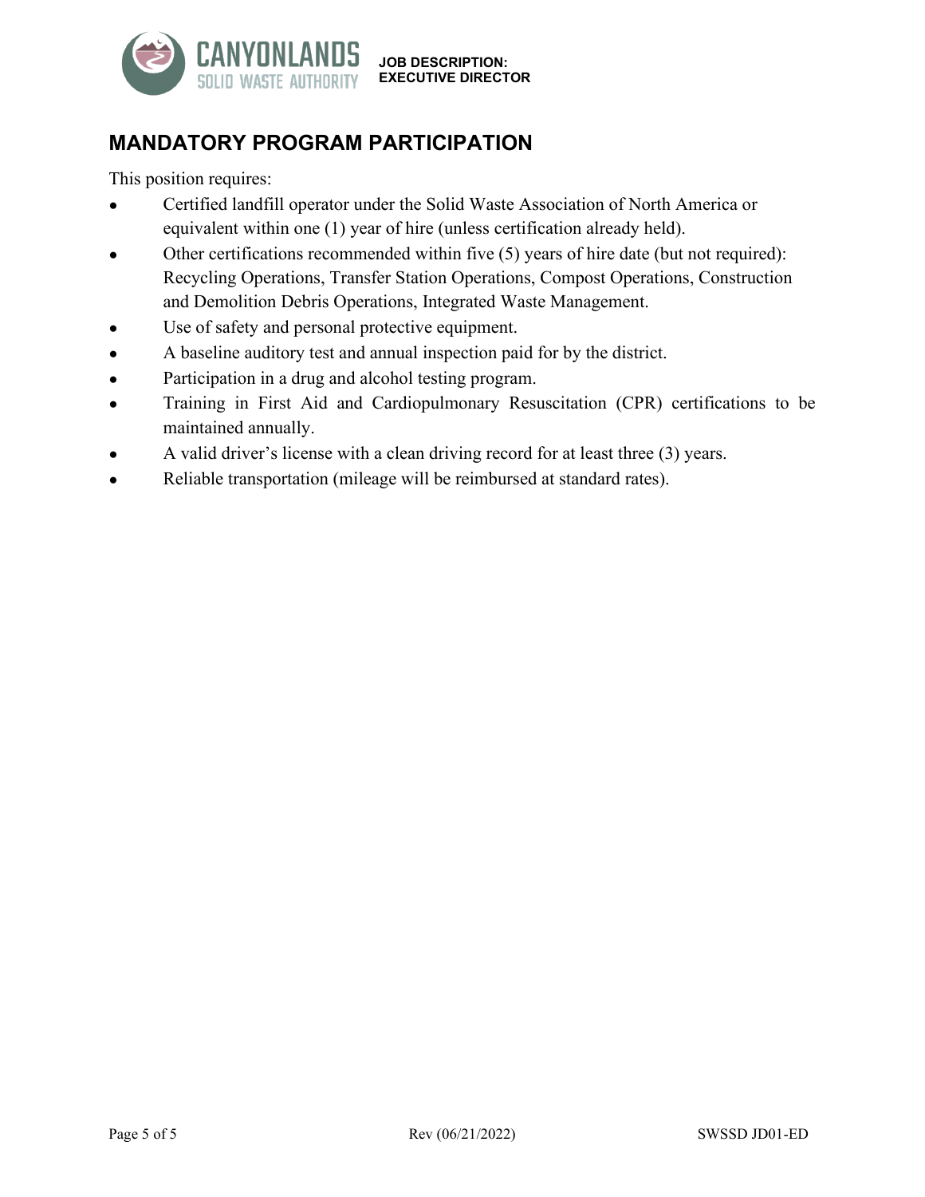## MANDATORY PROGRAM PARTICIPATION

This position requires:

- Certified landfill operator under the Solid Waste Association of North America or equivalent within one (1) year of hire (unless certification already held).
- Other certifications recommended within five (5) years of hire date (but not required): Recycling Operations, Transfer Station Operations, Compost Operations, Construction and Demolition Debris Operations, Integrated Waste Management.
- Use of safety and personal protective equipment.
- A baseline auditory test and annual inspection paid for by the district.
- Participation in a drug and alcohol testing program.
- Training in First Aid and Cardiopulmonary Resuscitation (CPR) certifications to be maintained annually.
- A valid driver's license with a clean driving record for at least three (3) years.
- Reliable transportation (mileage will be reimbursed at standard rates).